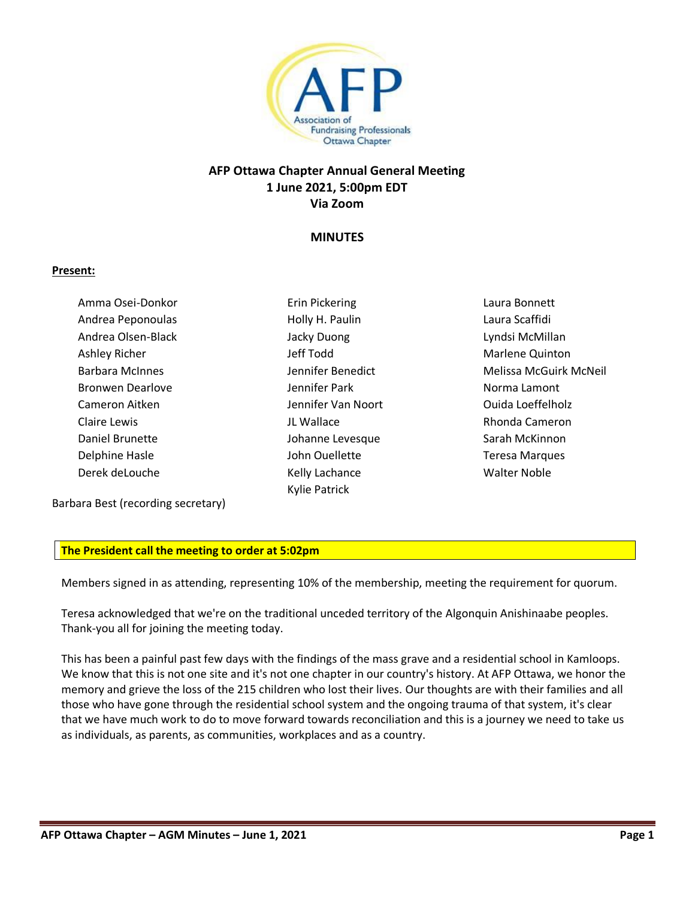# AFP Ottawa Chapter Annual General Meeting
## 1 June 2021, 5:00pm EDT
## Via Zoom

## MINUTES

**Present:**

- Amma Osei-Donkor
- Andrea Peponoulas
- Andrea Olsen-Black
- Ashley Richer
- Barbara McInnes
- Bronwen Dearlove
- Cameron Aitken
- Claire Lewis
- Daniel Brunette
- Delphine Hasle
- Derek deLouche
- Erin Pickering
- Holly H. Paulin
- Jacky Duong
- Jeff Todd
- Jennifer Benedict
- Jennifer Park
- Jennifer Van Noort
- JL Wallace
- Johanne Levesque
- John Ouellette
- Kelly Lachance
- Kylie Patrick
- Laura Bonnett
- Laura Scaffidi
- Lyndsi McMillan
- Marlene Quinton
- Melissa McGuirk McNeil
- Norma Lamont
- Ouida Loeffelholz
- Rhonda Cameron
- Sarah McKinnon
- Teresa Marques
- Walter Noble

Barbara Best (recording secretary)

**The President call the meeting to order at 5:02pm**

Members signed in as attending, representing 10% of the membership, meeting the requirement for quorum.

Teresa acknowledged that we're on the traditional unceded territory of the Algonquin Anishinaabe peoples. Thank-you all for joining the meeting today.

This has been a painful past few days with the findings of the mass grave and a residential school in Kamloops. We know that this is not one site and it's not one chapter in our country's history. At AFP Ottawa, we honor the memory and grieve the loss of the 215 children who lost their lives. Our thoughts are with their families and all those who have gone through the residential school system and the ongoing trauma of that system, it's clear that we have much work to do to move forward towards reconciliation and this is a journey we need to take us as individuals, as parents, as communities, workplaces and as a country.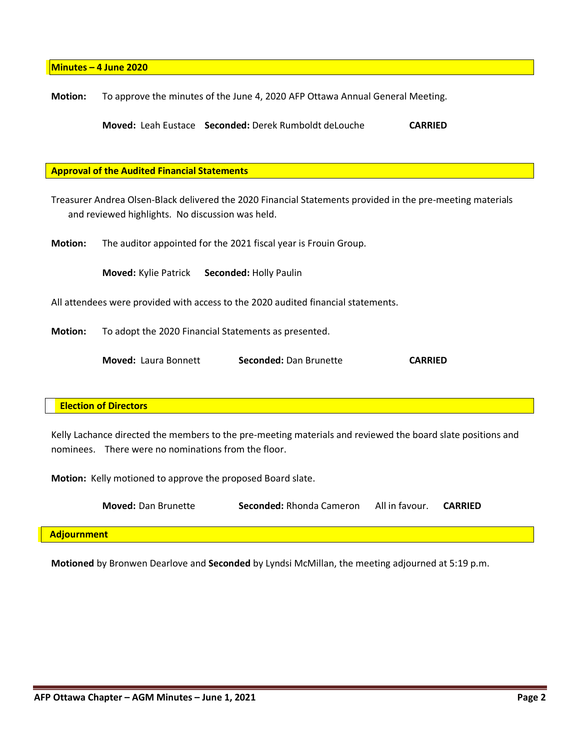## Minutes – 4 June 2020

**Motion:** To approve the minutes of the June 4, 2020 AFP Ottawa Annual General Meeting.

**Moved:** Leah Eustace **Seconded:** Derek Rumboldt deLouche **CARRIED**

## Approval of the Audited Financial Statements

Treasurer Andrea Olsen-Black delivered the 2020 Financial Statements provided in the pre-meeting materials and reviewed highlights. No discussion was held.

**Motion:** The auditor appointed for the 2021 fiscal year is Frouin Group.

**Moved:** Kylie Patrick **Seconded:** Holly Paulin

All attendees were provided with access to the 2020 audited financial statements.

**Motion:** To adopt the 2020 Financial Statements as presented.

**Moved:** Laura Bonnett **Seconded:** Dan Brunette **CARRIED**

## Election of Directors

Kelly Lachance directed the members to the pre-meeting materials and reviewed the board slate positions and nominees. There were no nominations from the floor.

**Motion:** Kelly motioned to approve the proposed Board slate.

**Moved:** Dan Brunette **Seconded:** Rhonda Cameron All in favour. **CARRIED**

## Adjournment

**Motioned** by Bronwen Dearlove and **Seconded** by Lyndsi McMillan, the meeting adjourned at 5:19 p.m.